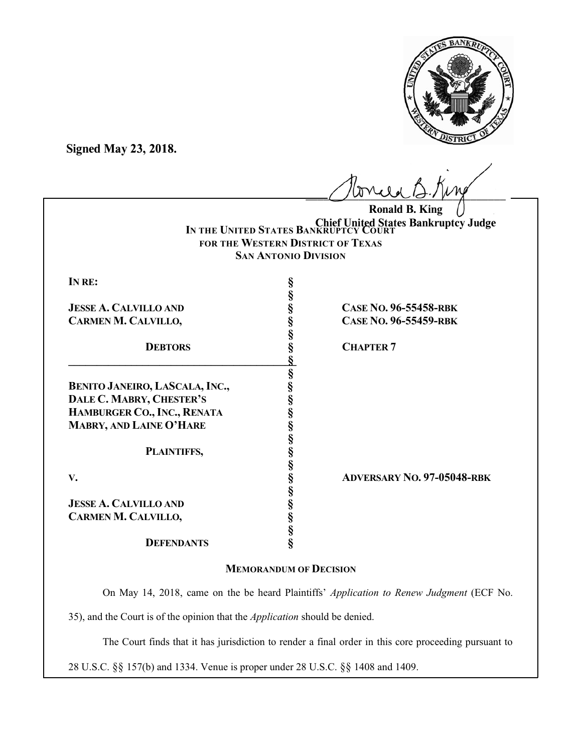**Signed May 23, 2018.**

**Ronald B. King**
**Chief United States Bankruptcy Judge**

**IN THE UNITED STATES BANKRUPTCY COURT**
**FOR THE WESTERN DISTRICT OF TEXAS**
**SAN ANTONIO DIVISION**

| | | |
|---|---|---|
| **IN RE:** | § | |
| | § | |
| **JESSE A. CALVILLO AND** | § | **CASE NO. 96-55458-RBK** |
| **CARMEN M. CALVILLO,** | § | **CASE NO. 96-55459-RBK** |
| | § | |
| **DEBTORS** | § | **CHAPTER 7** |
| | § | |
| | § | |
| **BENITO JANEIRO, LASCALA, INC.,** | § | |
| **DALE C. MABRY, CHESTER'S** | § | |
| **HAMBURGER CO., INC., RENATA** | § | |
| **MABRY, AND LAINE O'HARE** | § | |
| | § | |
| **PLAINTIFFS,** | § | |
| | § | |
| **V.** | § | **ADVERSARY NO. 97-05048-RBK** |
| | § | |
| **JESSE A. CALVILLO AND** | § | |
| **CARMEN M. CALVILLO,** | § | |
| | § | |
| **DEFENDANTS** | § | |

**MEMORANDUM OF DECISION**

On May 14, 2018, came on the be heard Plaintiffs' *Application to Renew Judgment* (ECF No. 35), and the Court is of the opinion that the *Application* should be denied.

The Court finds that it has jurisdiction to render a final order in this core proceeding pursuant to 28 U.S.C. §§ 157(b) and 1334. Venue is proper under 28 U.S.C. §§ 1408 and 1409.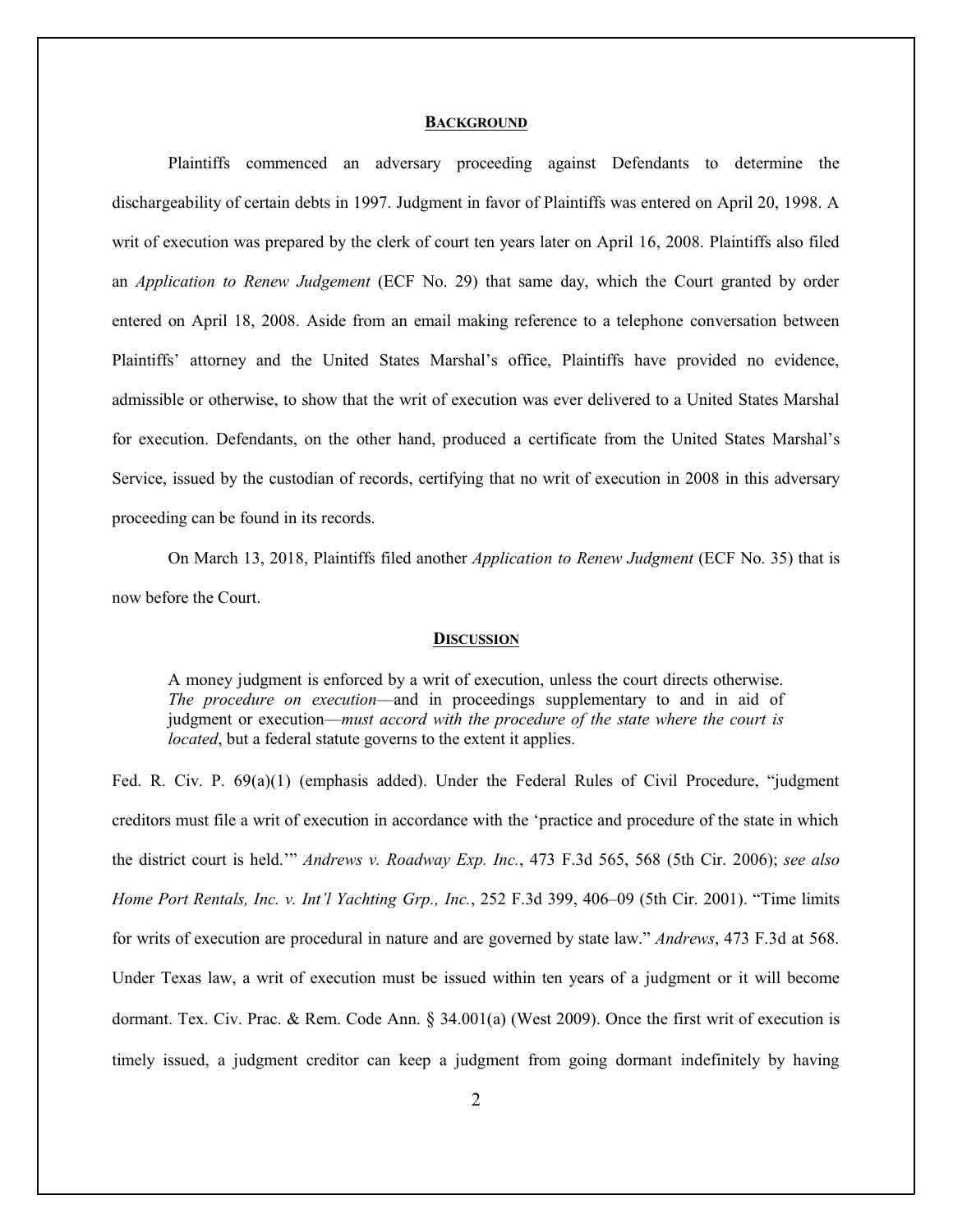## BACKGROUND

Plaintiffs commenced an adversary proceeding against Defendants to determine the dischargeability of certain debts in 1997. Judgment in favor of Plaintiffs was entered on April 20, 1998. A writ of execution was prepared by the clerk of court ten years later on April 16, 2008. Plaintiffs also filed an *Application to Renew Judgement* (ECF No. 29) that same day, which the Court granted by order entered on April 18, 2008. Aside from an email making reference to a telephone conversation between Plaintiffs' attorney and the United States Marshal's office, Plaintiffs have provided no evidence, admissible or otherwise, to show that the writ of execution was ever delivered to a United States Marshal for execution. Defendants, on the other hand, produced a certificate from the United States Marshal's Service, issued by the custodian of records, certifying that no writ of execution in 2008 in this adversary proceeding can be found in its records.

On March 13, 2018, Plaintiffs filed another *Application to Renew Judgment* (ECF No. 35) that is now before the Court.

## DISCUSSION

> A money judgment is enforced by a writ of execution, unless the court directs otherwise. *The procedure on execution*—and in proceedings supplementary to and in aid of judgment or execution—*must accord with the procedure of the state where the court is located*, but a federal statute governs to the extent it applies.

Fed. R. Civ. P. 69(a)(1) (emphasis added). Under the Federal Rules of Civil Procedure, "judgment creditors must file a writ of execution in accordance with the 'practice and procedure of the state in which the district court is held.'" *Andrews v. Roadway Exp. Inc.*, 473 F.3d 565, 568 (5th Cir. 2006); *see also Home Port Rentals, Inc. v. Int'l Yachting Grp., Inc.*, 252 F.3d 399, 406–09 (5th Cir. 2001). "Time limits for writs of execution are procedural in nature and are governed by state law." *Andrews*, 473 F.3d at 568. Under Texas law, a writ of execution must be issued within ten years of a judgment or it will become dormant. Tex. Civ. Prac. & Rem. Code Ann. § 34.001(a) (West 2009). Once the first writ of execution is timely issued, a judgment creditor can keep a judgment from going dormant indefinitely by having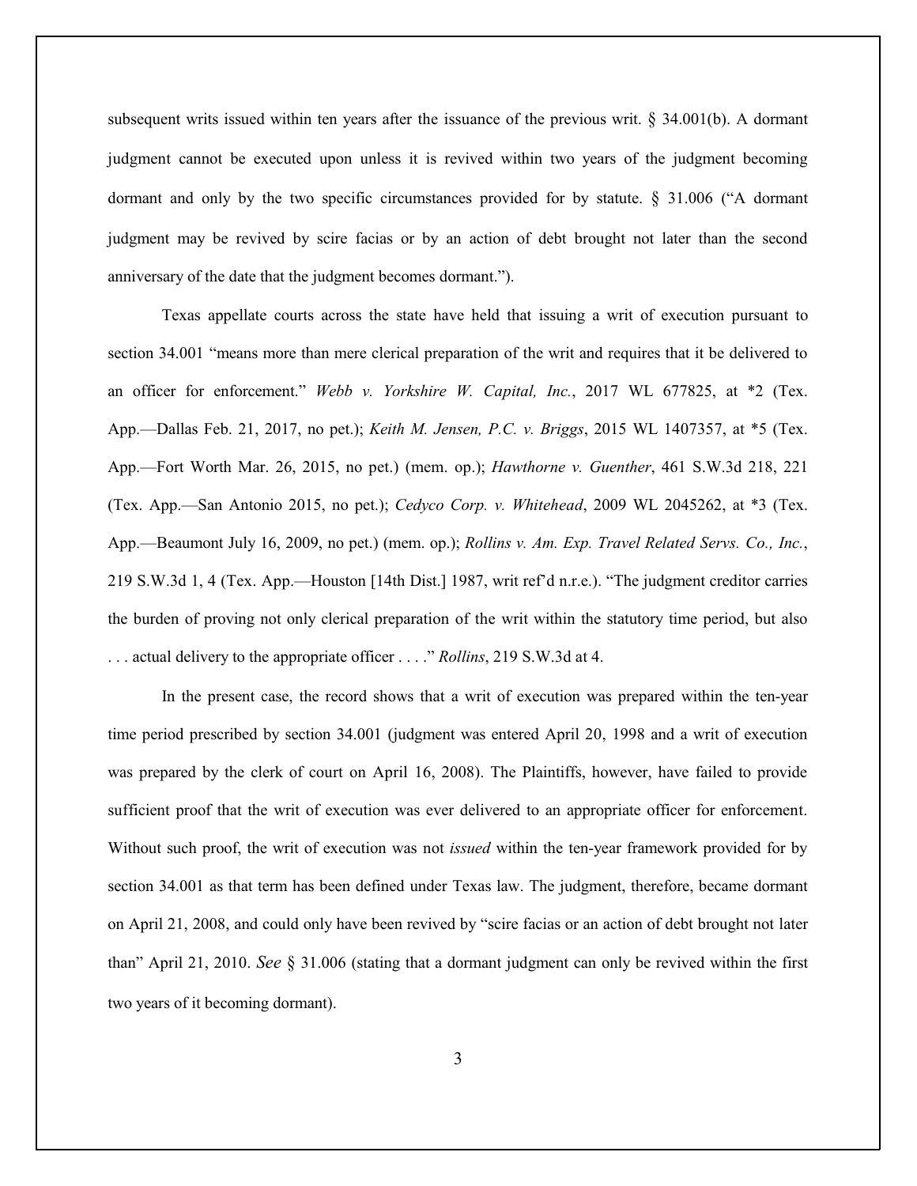subsequent writs issued within ten years after the issuance of the previous writ. § 34.001(b). A dormant judgment cannot be executed upon unless it is revived within two years of the judgment becoming dormant and only by the two specific circumstances provided for by statute. § 31.006 ("A dormant judgment may be revived by scire facias or by an action of debt brought not later than the second anniversary of the date that the judgment becomes dormant.").

Texas appellate courts across the state have held that issuing a writ of execution pursuant to section 34.001 "means more than mere clerical preparation of the writ and requires that it be delivered to an officer for enforcement." *Webb v. Yorkshire W. Capital, Inc.*, 2017 WL 677825, at *2 (Tex. App.—Dallas Feb. 21, 2017, no pet.); *Keith M. Jensen, P.C. v. Briggs*, 2015 WL 1407357, at *5 (Tex. App.—Fort Worth Mar. 26, 2015, no pet.) (mem. op.); *Hawthorne v. Guenther*, 461 S.W.3d 218, 221 (Tex. App.—San Antonio 2015, no pet.); *Cedyco Corp. v. Whitehead*, 2009 WL 2045262, at *3 (Tex. App.—Beaumont July 16, 2009, no pet.) (mem. op.); *Rollins v. Am. Exp. Travel Related Servs. Co., Inc.*, 219 S.W.3d 1, 4 (Tex. App.—Houston [14th Dist.] 1987, writ ref'd n.r.e.). "The judgment creditor carries the burden of proving not only clerical preparation of the writ within the statutory time period, but also . . . actual delivery to the appropriate officer . . . ." *Rollins*, 219 S.W.3d at 4.

In the present case, the record shows that a writ of execution was prepared within the ten-year time period prescribed by section 34.001 (judgment was entered April 20, 1998 and a writ of execution was prepared by the clerk of court on April 16, 2008). The Plaintiffs, however, have failed to provide sufficient proof that the writ of execution was ever delivered to an appropriate officer for enforcement. Without such proof, the writ of execution was not *issued* within the ten-year framework provided for by section 34.001 as that term has been defined under Texas law. The judgment, therefore, became dormant on April 21, 2008, and could only have been revived by "scire facias or an action of debt brought not later than" April 21, 2010. *See* § 31.006 (stating that a dormant judgment can only be revived within the first two years of it becoming dormant).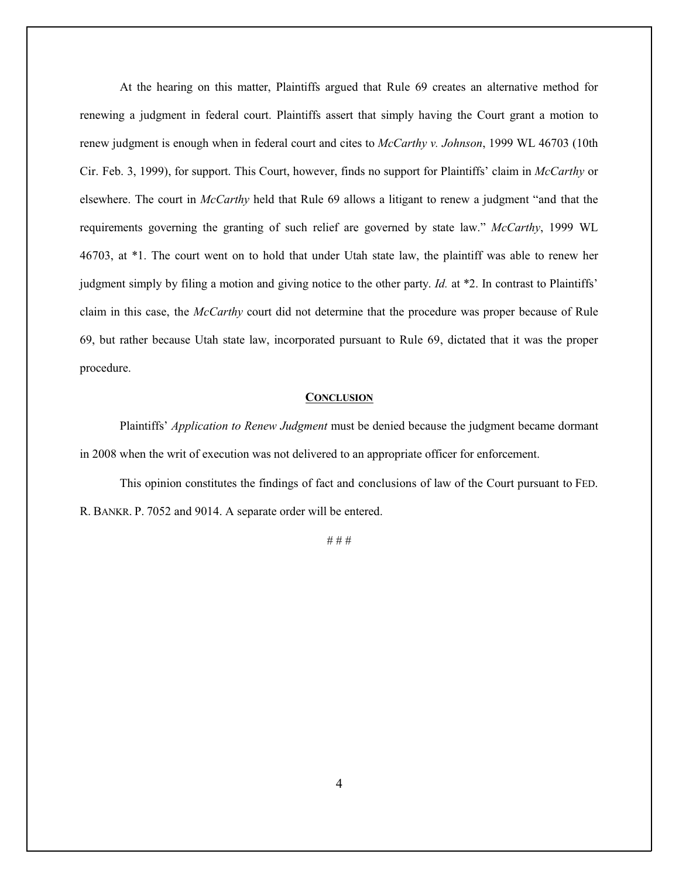At the hearing on this matter, Plaintiffs argued that Rule 69 creates an alternative method for renewing a judgment in federal court. Plaintiffs assert that simply having the Court grant a motion to renew judgment is enough when in federal court and cites to *McCarthy v. Johnson*, 1999 WL 46703 (10th Cir. Feb. 3, 1999), for support. This Court, however, finds no support for Plaintiffs' claim in *McCarthy* or elsewhere. The court in *McCarthy* held that Rule 69 allows a litigant to renew a judgment "and that the requirements governing the granting of such relief are governed by state law." *McCarthy*, 1999 WL 46703, at *1. The court went on to hold that under Utah state law, the plaintiff was able to renew her judgment simply by filing a motion and giving notice to the other party. *Id.* at *2. In contrast to Plaintiffs' claim in this case, the *McCarthy* court did not determine that the procedure was proper because of Rule 69, but rather because Utah state law, incorporated pursuant to Rule 69, dictated that it was the proper procedure.

## CONCLUSION

Plaintiffs' *Application to Renew Judgment* must be denied because the judgment became dormant in 2008 when the writ of execution was not delivered to an appropriate officer for enforcement.

This opinion constitutes the findings of fact and conclusions of law of the Court pursuant to FED. R. BANKR. P. 7052 and 9014. A separate order will be entered.

# # #